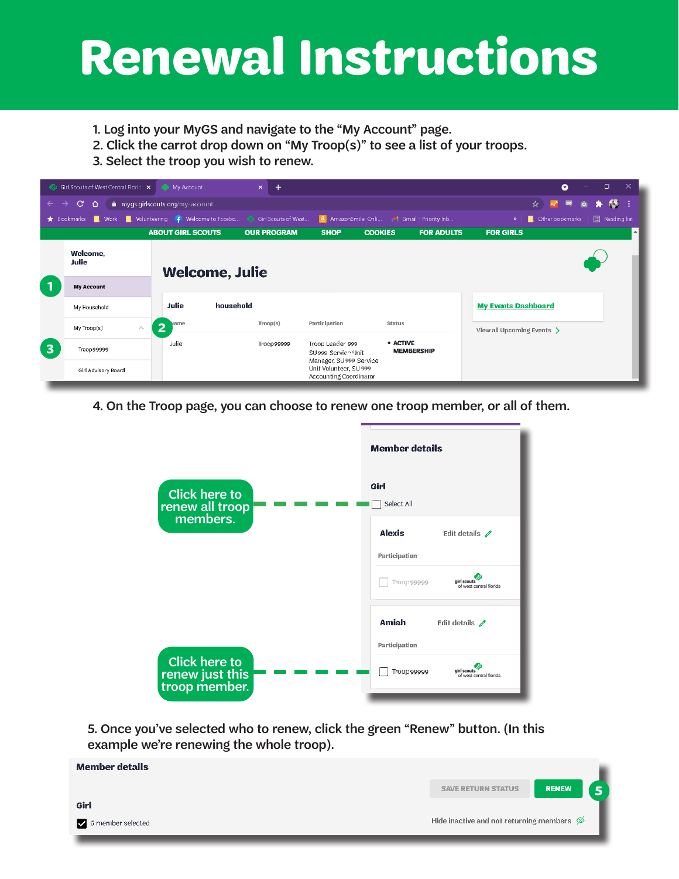# Renewal Instructions

1. Log into your MyGS and navigate to the "My Account" page.
2. Click the carrot drop down on "My Troop(s)" to see a list of your troops.
3. Select the troop you wish to renew.

4. On the Troop page, you can choose to renew one troop member, or all of them.

Click here to renew all troop members.

Click here to renew just this troop member.

5. Once you've selected who to renew, click the green "Renew" button. (In this example we're renewing the whole troop).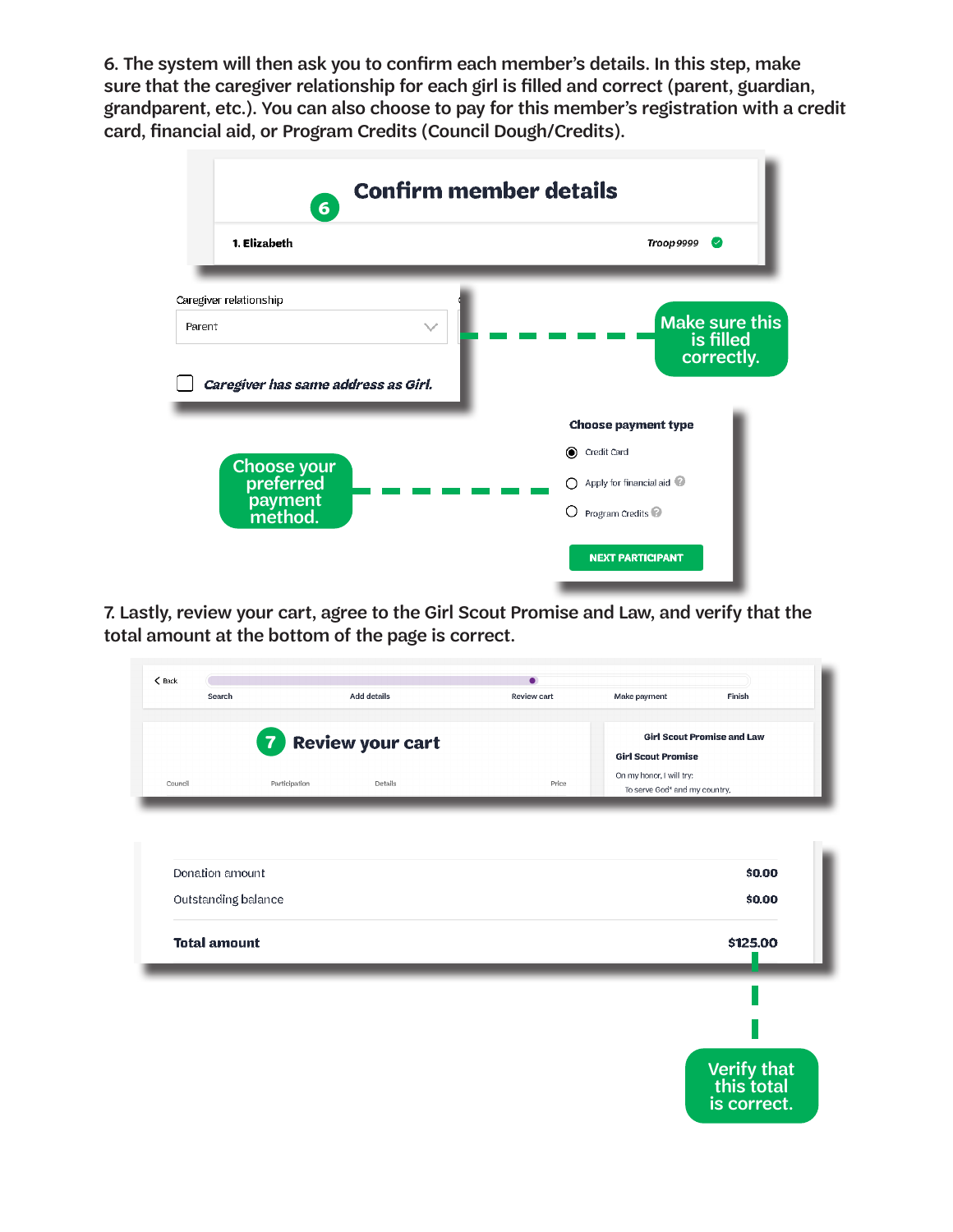6. The system will then ask you to confirm each member's details. In this step, make sure that the caregiver relationship for each girl is filled and correct (parent, guardian, grandparent, etc.). You can also choose to pay for this member's registration with a credit card, financial aid, or Program Credits (Council Dough/Credits).

## 6 Confirm member details

**1. Elizabeth** *Troop 9999* ✓

Caregiver relationship

Parent

☐ *Caregiver has same address as Girl.*

Make sure this is filled correctly.

**Choose payment type**

- ◉ Credit Card
- ○ Apply for financial aid
- ○ Program Credits

NEXT PARTICIPANT

Choose your preferred payment method.

7. Lastly, review your cart, agree to the Girl Scout Promise and Law, and verify that the total amount at the bottom of the page is correct.

< Back

Search | Add details | Review cart | Make payment | Finish

## 7 Review your cart

| Council | Participation | Details | Price |
|---|---|---|---|

**Girl Scout Promise and Law**

**Girl Scout Promise**

On my honor, I will try:

To serve God* and my country,

| | |
|---|---|
| Donation amount | $0.00 |
| Outstanding balance | $0.00 |
| **Total amount** | **$125.00** |

Verify that this total is correct.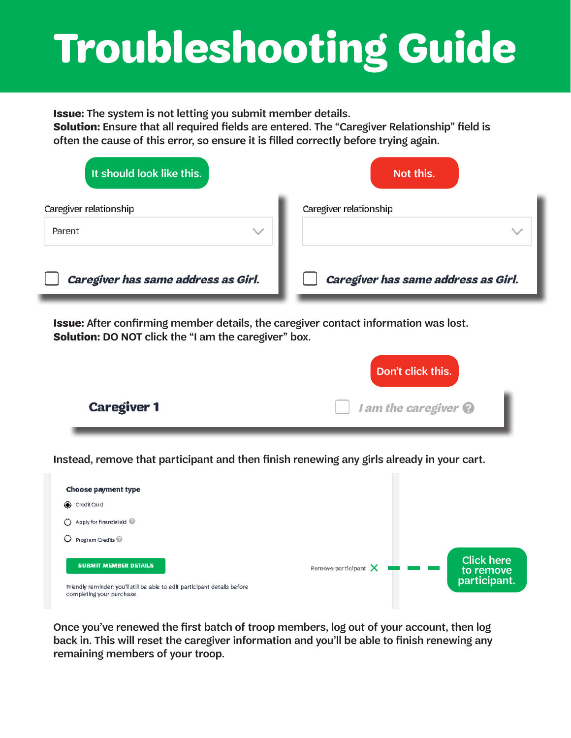# Troubleshooting Guide

**Issue:** The system is not letting you submit member details.
**Solution:** Ensure that all required fields are entered. The "Caregiver Relationship" field is often the cause of this error, so ensure it is filled correctly before trying again.

It should look like this.

Caregiver relationship

Parent

Caregiver has same address as Girl.

Not this.

Caregiver relationship

Caregiver has same address as Girl.

**Issue:** After confirming member details, the caregiver contact information was lost.
**Solution:** DO NOT click the "I am the caregiver" box.

Don't click this.

Caregiver 1

I am the caregiver

Instead, remove that participant and then finish renewing any girls already in your cart.

Choose payment type

Credit Card

Apply for financial aid

Program Credits

SUBMIT MEMBER DETAILS

Friendly reminder: you'll still be able to edit participant details before completing your purchase.

Remove participant

Click here to remove participant.

Once you've renewed the first batch of troop members, log out of your account, then log back in. This will reset the caregiver information and you'll be able to finish renewing any remaining members of your troop.